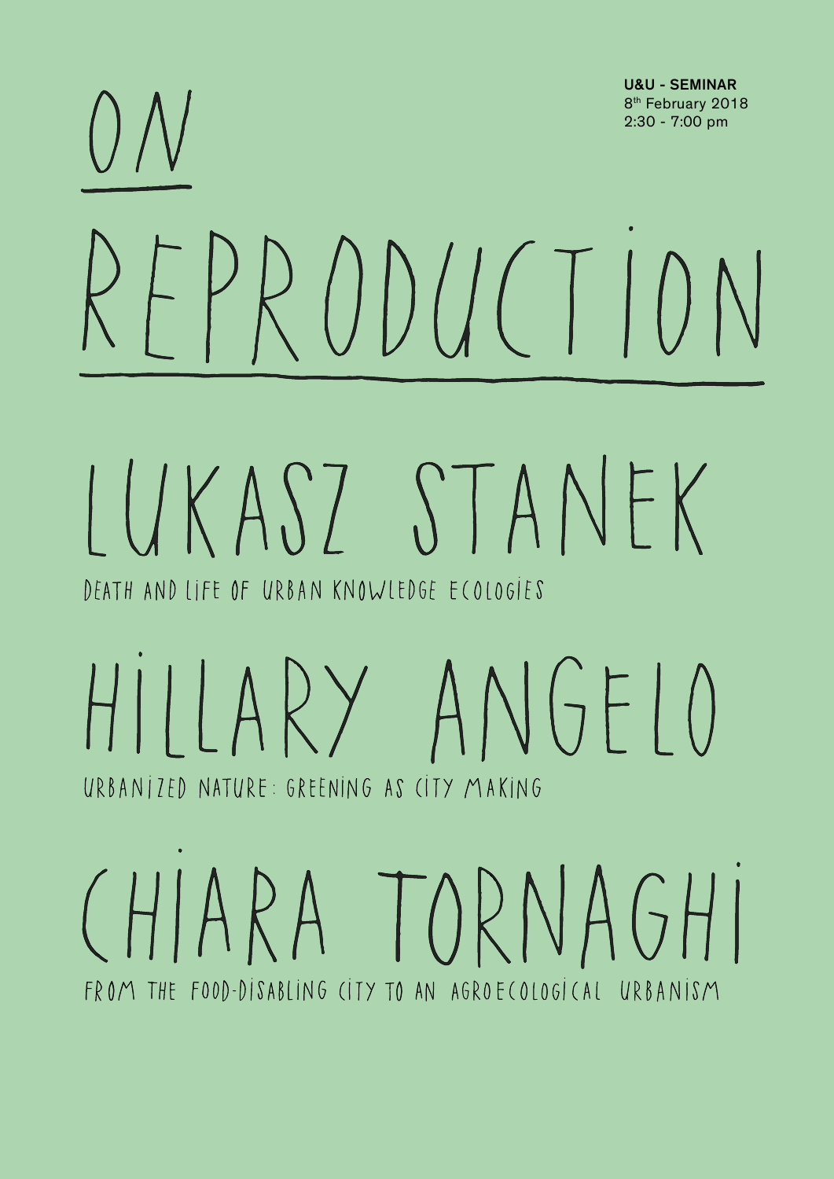**U&U - SEMINAR**
8th February 2018
2:30 - 7:00 pm

# ON REPRODUCTION

## LUKASZ STANEK

DEATH AND LIFE OF URBAN KNOWLEDGE ECOLOGIES

## HILLARY ANGELO

URBANIZED NATURE: GREENING AS CITY MAKING

## CHIARA TORNAGHI

FROM THE FOOD-DISABLING CITY TO AN AGROECOLOGICAL URBANISM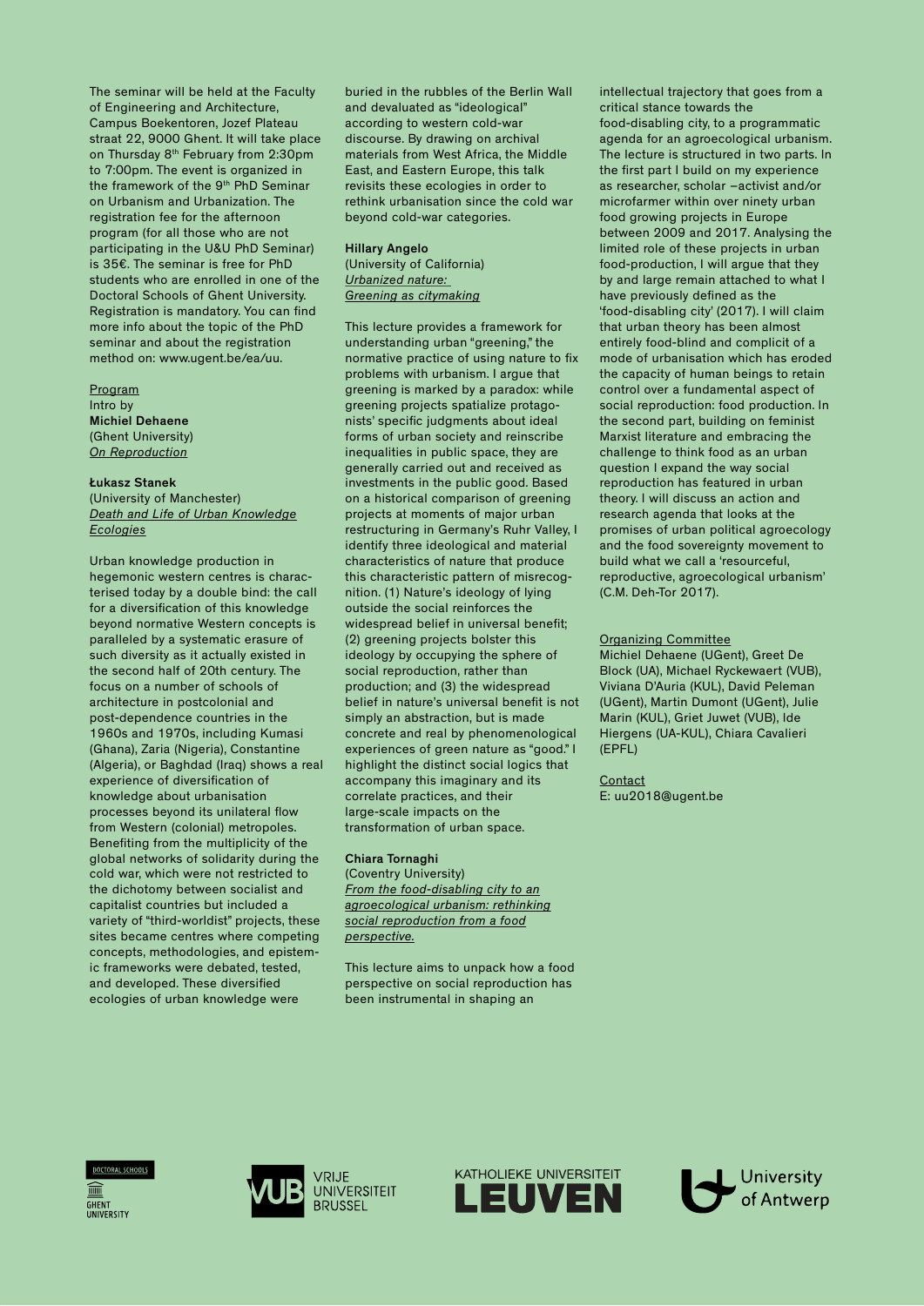The seminar will be held at the Faculty of Engineering and Architecture, Campus Boekentoren, Jozef Plateau straat 22, 9000 Ghent. It will take place on Thursday 8th February from 2:30pm to 7:00pm. The event is organized in the framework of the 9th PhD Seminar on Urbanism and Urbanization. The registration fee for the afternoon program (for all those who are not participating in the U&U PhD Seminar) is 35€. The seminar is free for PhD students who are enrolled in one of the Doctoral Schools of Ghent University. Registration is mandatory. You can find more info about the topic of the PhD seminar and about the registration method on: www.ugent.be/ea/uu.

Program

Intro by
**Michiel Dehaene**
(Ghent University)
*On Reproduction*

**Łukasz Stanek**
(University of Manchester)
*Death and Life of Urban Knowledge Ecologies*

Urban knowledge production in hegemonic western centres is characterised today by a double bind: the call for a diversification of this knowledge beyond normative Western concepts is paralleled by a systematic erasure of such diversity as it actually existed in the second half of 20th century. The focus on a number of schools of architecture in postcolonial and post-dependence countries in the 1960s and 1970s, including Kumasi (Ghana), Zaria (Nigeria), Constantine (Algeria), or Baghdad (Iraq) shows a real experience of diversification of knowledge about urbanisation processes beyond its unilateral flow from Western (colonial) metropoles. Benefiting from the multiplicity of the global networks of solidarity during the cold war, which were not restricted to the dichotomy between socialist and capitalist countries but included a variety of "third-worldist" projects, these sites became centres where competing concepts, methodologies, and epistemic frameworks were debated, tested, and developed. These diversified ecologies of urban knowledge were buried in the rubbles of the Berlin Wall and devaluated as "ideological" according to western cold-war discourse. By drawing on archival materials from West Africa, the Middle East, and Eastern Europe, this talk revisits these ecologies in order to rethink urbanisation since the cold war beyond cold-war categories.

**Hillary Angelo**
(University of California)
*Urbanized nature: Greening as citymaking*

This lecture provides a framework for understanding urban "greening," the normative practice of using nature to fix problems with urbanism. I argue that greening is marked by a paradox: while greening projects spatialize protagonists' specific judgments about ideal forms of urban society and reinscribe inequalities in public space, they are generally carried out and received as investments in the public good. Based on a historical comparison of greening projects at moments of major urban restructuring in Germany's Ruhr Valley, I identify three ideological and material characteristics of nature that produce this characteristic pattern of misrecognition. (1) Nature's ideology of lying outside the social reinforces the widespread belief in universal benefit; (2) greening projects bolster this ideology by occupying the sphere of social reproduction, rather than production; and (3) the widespread belief in nature's universal benefit is not simply an abstraction, but is made concrete and real by phenomenological experiences of green nature as "good." I highlight the distinct social logics that accompany this imaginary and its correlate practices, and their large-scale impacts on the transformation of urban space.

**Chiara Tornaghi**
(Coventry University)
*From the food-disabling city to an agroecological urbanism: rethinking social reproduction from a food perspective.*

This lecture aims to unpack how a food perspective on social reproduction has been instrumental in shaping an intellectual trajectory that goes from a critical stance towards the food-disabling city, to a programmatic agenda for an agroecological urbanism. The lecture is structured in two parts. In the first part I build on my experience as researcher, scholar –activist and/or microfarmer within over ninety urban food growing projects in Europe between 2009 and 2017. Analysing the limited role of these projects in urban food-production, I will argue that they by and large remain attached to what I have previously defined as the 'food-disabling city' (2017). I will claim that urban theory has been almost entirely food-blind and complicit of a mode of urbanisation which has eroded the capacity of human beings to retain control over a fundamental aspect of social reproduction: food production. In the second part, building on feminist Marxist literature and embracing the challenge to think food as an urban question I expand the way social reproduction has featured in urban theory. I will discuss an action and research agenda that looks at the promises of urban political agroecology and the food sovereignty movement to build what we call a 'resourceful, reproductive, agroecological urbanism' (C.M. Deh-Tor 2017).

Organizing Committee

Michiel Dehaene (UGent), Greet De Block (UA), Michael Ryckewaert (VUB), Viviana D'Auria (KUL), David Peleman (UGent), Martin Dumont (UGent), Julie Marin (KUL), Griet Juwet (VUB), Ide Hiergens (UA-KUL), Chiara Cavalieri (EPFL)

Contact

E: uu2018@ugent.be

DOCTORAL SCHOOLS GHENT UNIVERSITY

VUB VRIJE UNIVERSITEIT BRUSSEL

KATHOLIEKE UNIVERSITEIT LEUVEN

University of Antwerp